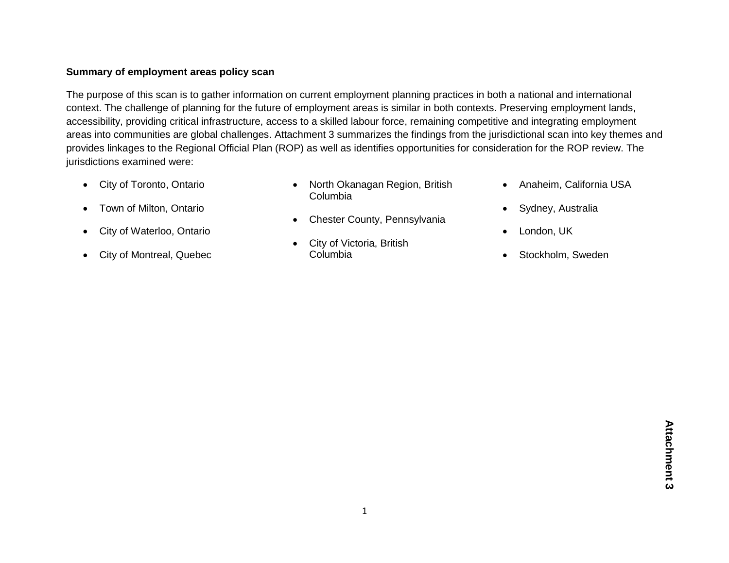**Summary of employment areas policy scan**

The purpose of this scan is to gather information on current employment planning practices in both a national and international context. The challenge of planning for the future of employment areas is similar in both contexts. Preserving employment lands, accessibility, providing critical infrastructure, access to a skilled labour force, remaining competitive and integrating employment areas into communities are global challenges. Attachment 3 summarizes the findings from the jurisdictional scan into key themes and provides linkages to the Regional Official Plan (ROP) as well as identifies opportunities for consideration for the ROP review. The jurisdictions examined were:

- City of Toronto, Ontario
- Town of Milton, Ontario
- City of Waterloo, Ontario
- City of Montreal, Quebec
- North Okanagan Region, British Columbia
- Chester County, Pennsylvania
- City of Victoria, British Columbia
- Anaheim, California USA
- Sydney, Australia
- London, UK
- Stockholm, Sweden

Attachment 3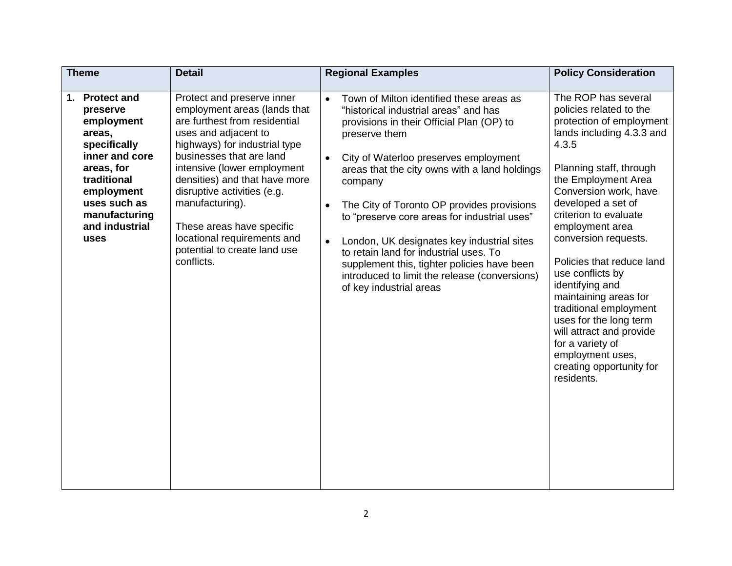| Theme | Detail | Regional Examples | Policy Consideration |
|---|---|---|---|
| **1. Protect and preserve employment areas, specifically inner and core areas, for traditional employment uses such as manufacturing and industrial uses** | Protect and preserve inner employment areas (lands that are furthest from residential uses and adjacent to highways) for industrial type businesses that are land intensive (lower employment densities) and that have more disruptive activities (e.g. manufacturing).<br><br>These areas have specific locational requirements and potential to create land use conflicts. | • Town of Milton identified these areas as "historical industrial areas" and has provisions in their Official Plan (OP) to preserve them<br><br>• City of Waterloo preserves employment areas that the city owns with a land holdings company<br><br>• The City of Toronto OP provides provisions to "preserve core areas for industrial uses"<br><br>• London, UK designates key industrial sites to retain land for industrial uses. To supplement this, tighter policies have been introduced to limit the release (conversions) of key industrial areas | The ROP has several policies related to the protection of employment lands including 4.3.3 and 4.3.5<br><br>Planning staff, through the Employment Area Conversion work, have developed a set of criterion to evaluate employment area conversion requests.<br><br>Policies that reduce land use conflicts by identifying and maintaining areas for traditional employment uses for the long term will attract and provide for a variety of employment uses, creating opportunity for residents. |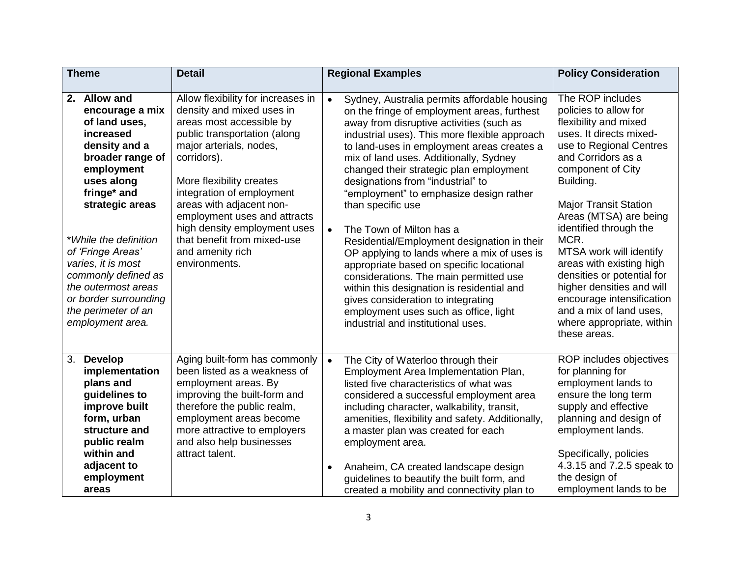| Theme | Detail | Regional Examples | Policy Consideration |
|---|---|---|---|
| **2. Allow and encourage a mix of land uses, increased density and a broader range of employment uses along fringe* and strategic areas**<br><br>**While the definition of 'Fringe Areas' varies, it is most commonly defined as the outermost areas or border surrounding the perimeter of an employment area.* | Allow flexibility for increases in density and mixed uses in areas most accessible by public transportation (along major arterials, nodes, corridors).<br><br>More flexibility creates integration of employment areas with adjacent non-employment uses and attracts high density employment uses that benefit from mixed-use and amenity rich environments. | • Sydney, Australia permits affordable housing on the fringe of employment areas, furthest away from disruptive activities (such as industrial uses). This more flexible approach to land-uses in employment areas creates a mix of land uses. Additionally, Sydney changed their strategic plan employment designations from "industrial" to "employment" to emphasize design rather than specific use<br><br>• The Town of Milton has a Residential/Employment designation in their OP applying to lands where a mix of uses is appropriate based on specific locational considerations. The main permitted use within this designation is residential and gives consideration to integrating employment uses such as office, light industrial and institutional uses. | The ROP includes policies to allow for flexibility and mixed uses. It directs mixed-use to Regional Centres and Corridors as a component of City Building.<br><br>Major Transit Station Areas (MTSA) are being identified through the MCR.<br>MTSA work will identify areas with existing high densities or potential for higher densities and will encourage intensification and a mix of land uses, where appropriate, within these areas. |
| 3. **Develop implementation plans and guidelines to improve built form, urban structure and public realm within and adjacent to employment areas** | Aging built-form has commonly been listed as a weakness of employment areas. By improving the built-form and therefore the public realm, employment areas become more attractive to employers and also help businesses attract talent. | • The City of Waterloo through their Employment Area Implementation Plan, listed five characteristics of what was considered a successful employment area including character, walkability, transit, amenities, flexibility and safety. Additionally, a master plan was created for each employment area.<br><br>• Anaheim, CA created landscape design guidelines to beautify the built form, and created a mobility and connectivity plan to | ROP includes objectives for planning for employment lands to ensure the long term supply and effective planning and design of employment lands.<br><br>Specifically, policies 4.3.15 and 7.2.5 speak to the design of employment lands to be |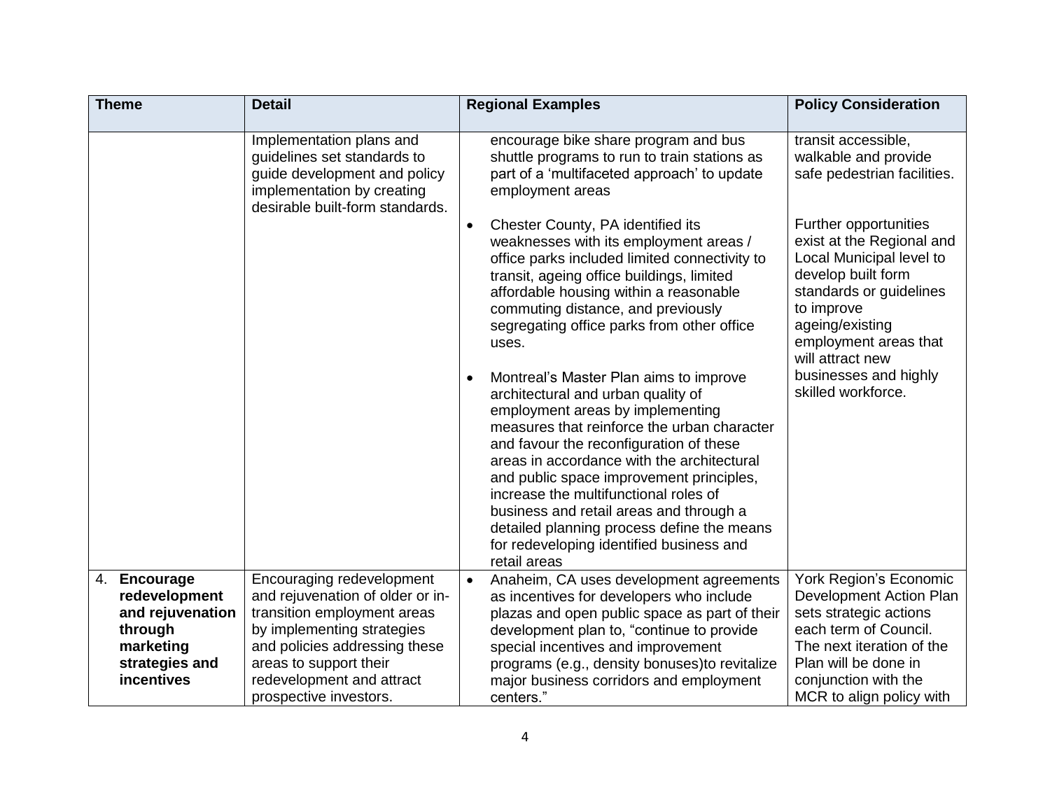| Theme | Detail | Regional Examples | Policy Consideration |
|---|---|---|---|
| | Implementation plans and guidelines set standards to guide development and policy implementation by creating desirable built-form standards. | encourage bike share program and bus shuttle programs to run to train stations as part of a 'multifaceted approach' to update employment areas<br><br>• Chester County, PA identified its weaknesses with its employment areas / office parks included limited connectivity to transit, ageing office buildings, limited affordable housing within a reasonable commuting distance, and previously segregating office parks from other office uses.<br><br>• Montreal's Master Plan aims to improve architectural and urban quality of employment areas by implementing measures that reinforce the urban character and favour the reconfiguration of these areas in accordance with the architectural and public space improvement principles, increase the multifunctional roles of business and retail areas and through a detailed planning process define the means for redeveloping identified business and retail areas | transit accessible, walkable and provide safe pedestrian facilities.<br><br>Further opportunities exist at the Regional and Local Municipal level to develop built form standards or guidelines to improve ageing/existing employment areas that will attract new businesses and highly skilled workforce. |
| 4. **Encourage redevelopment and rejuvenation through marketing strategies and incentives** | Encouraging redevelopment and rejuvenation of older or in-transition employment areas by implementing strategies and policies addressing these areas to support their redevelopment and attract prospective investors. | • Anaheim, CA uses development agreements as incentives for developers who include plazas and open public space as part of their development plan to, "continue to provide special incentives and improvement programs (e.g., density bonuses)to revitalize major business corridors and employment centers." | York Region's Economic Development Action Plan sets strategic actions each term of Council. The next iteration of the Plan will be done in conjunction with the MCR to align policy with |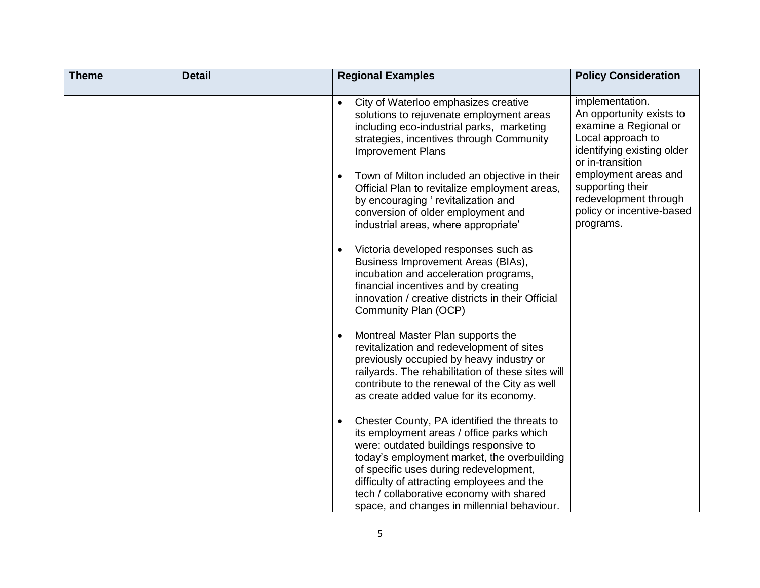| Theme | Detail | Regional Examples | Policy Consideration |
|---|---|---|---|
| | | • City of Waterloo emphasizes creative solutions to rejuvenate employment areas including eco-industrial parks, marketing strategies, incentives through Community Improvement Plans<br><br>• Town of Milton included an objective in their Official Plan to revitalize employment areas, by encouraging ' revitalization and conversion of older employment and industrial areas, where appropriate'<br><br>• Victoria developed responses such as Business Improvement Areas (BIAs), incubation and acceleration programs, financial incentives and by creating innovation / creative districts in their Official Community Plan (OCP)<br><br>• Montreal Master Plan supports the revitalization and redevelopment of sites previously occupied by heavy industry or railyards. The rehabilitation of these sites will contribute to the renewal of the City as well as create added value for its economy.<br><br>• Chester County, PA identified the threats to its employment areas / office parks which were: outdated buildings responsive to today's employment market, the overbuilding of specific uses during redevelopment, difficulty of attracting employees and the tech / collaborative economy with shared space, and changes in millennial behaviour. | implementation.<br>An opportunity exists to examine a Regional or Local approach to identifying existing older or in-transition employment areas and supporting their redevelopment through policy or incentive-based programs. |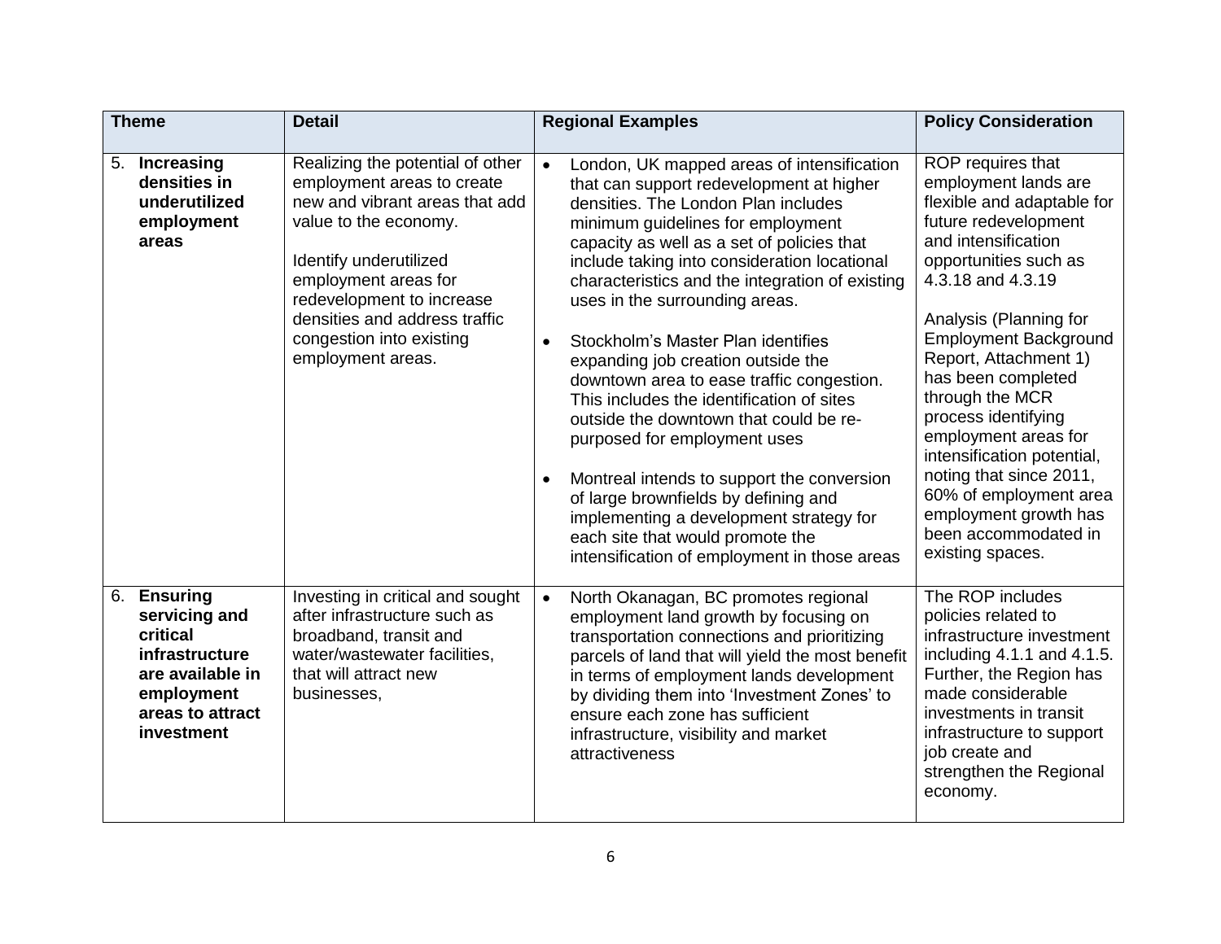| Theme | Detail | Regional Examples | Policy Consideration |
|---|---|---|---|
| 5. **Increasing densities in underutilized employment areas** | Realizing the potential of other employment areas to create new and vibrant areas that add value to the economy.<br><br>Identify underutilized employment areas for redevelopment to increase densities and address traffic congestion into existing employment areas. | • London, UK mapped areas of intensification that can support redevelopment at higher densities. The London Plan includes minimum guidelines for employment capacity as well as a set of policies that include taking into consideration locational characteristics and the integration of existing uses in the surrounding areas.<br><br>• Stockholm's Master Plan identifies expanding job creation outside the downtown area to ease traffic congestion. This includes the identification of sites outside the downtown that could be re-purposed for employment uses<br><br>• Montreal intends to support the conversion of large brownfields by defining and implementing a development strategy for each site that would promote the intensification of employment in those areas | ROP requires that employment lands are flexible and adaptable for future redevelopment and intensification opportunities such as 4.3.18 and 4.3.19<br><br>Analysis (Planning for Employment Background Report, Attachment 1) has been completed through the MCR process identifying employment areas for intensification potential, noting that since 2011, 60% of employment area employment growth has been accommodated in existing spaces. |
| 6. **Ensuring servicing and critical infrastructure are available in employment areas to attract investment** | Investing in critical and sought after infrastructure such as broadband, transit and water/wastewater facilities, that will attract new businesses, | • North Okanagan, BC promotes regional employment land growth by focusing on transportation connections and prioritizing parcels of land that will yield the most benefit in terms of employment lands development by dividing them into 'Investment Zones' to ensure each zone has sufficient infrastructure, visibility and market attractiveness | The ROP includes policies related to infrastructure investment including 4.1.1 and 4.1.5. Further, the Region has made considerable investments in transit infrastructure to support job create and strengthen the Regional economy. |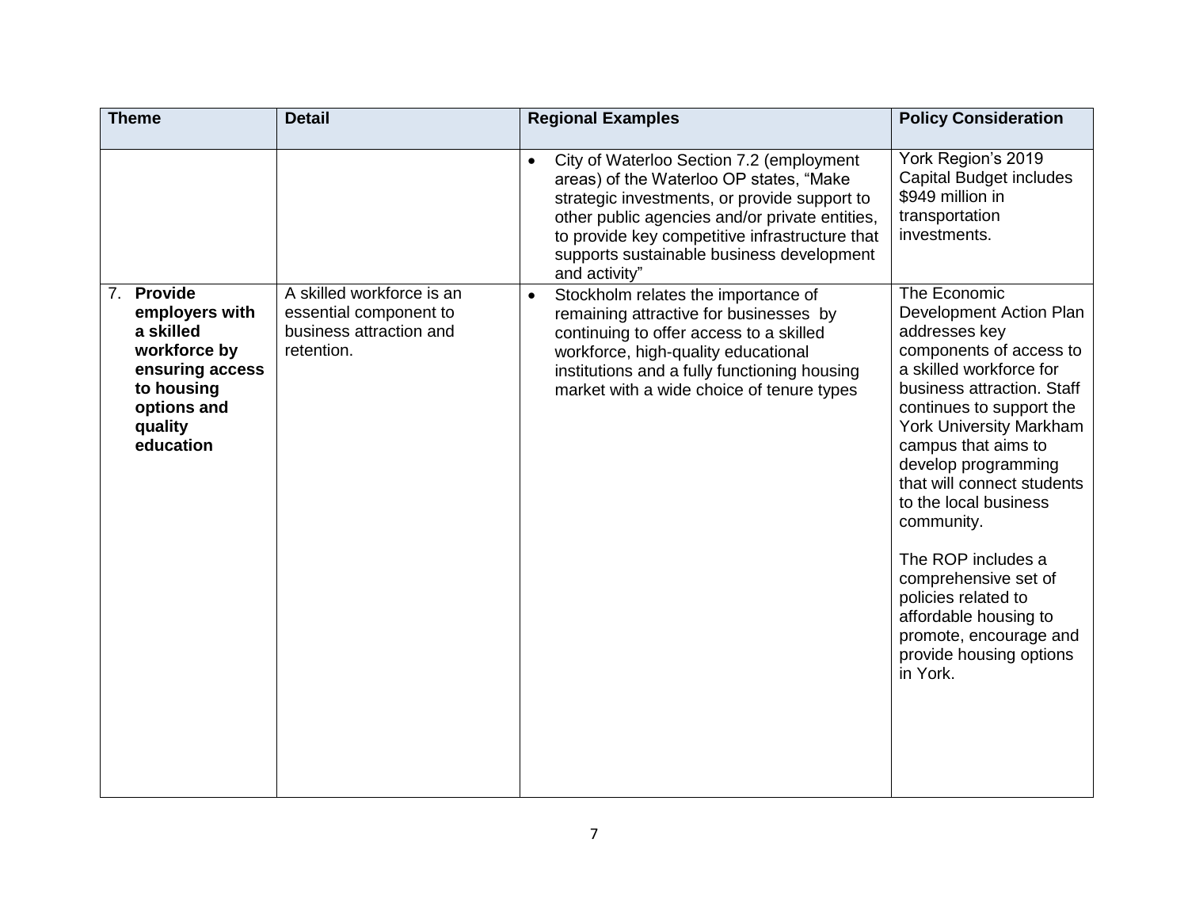| Theme | Detail | Regional Examples | Policy Consideration |
|---|---|---|---|
| | | • City of Waterloo Section 7.2 (employment areas) of the Waterloo OP states, "Make strategic investments, or provide support to other public agencies and/or private entities, to provide key competitive infrastructure that supports sustainable business development and activity" | York Region's 2019 Capital Budget includes $949 million in transportation investments. |
| 7. **Provide employers with a skilled workforce by ensuring access to housing options and quality education** | A skilled workforce is an essential component to business attraction and retention. | • Stockholm relates the importance of remaining attractive for businesses by continuing to offer access to a skilled workforce, high-quality educational institutions and a fully functioning housing market with a wide choice of tenure types | The Economic Development Action Plan addresses key components of access to a skilled workforce for business attraction. Staff continues to support the York University Markham campus that aims to develop programming that will connect students to the local business community.<br><br>The ROP includes a comprehensive set of policies related to affordable housing to promote, encourage and provide housing options in York. |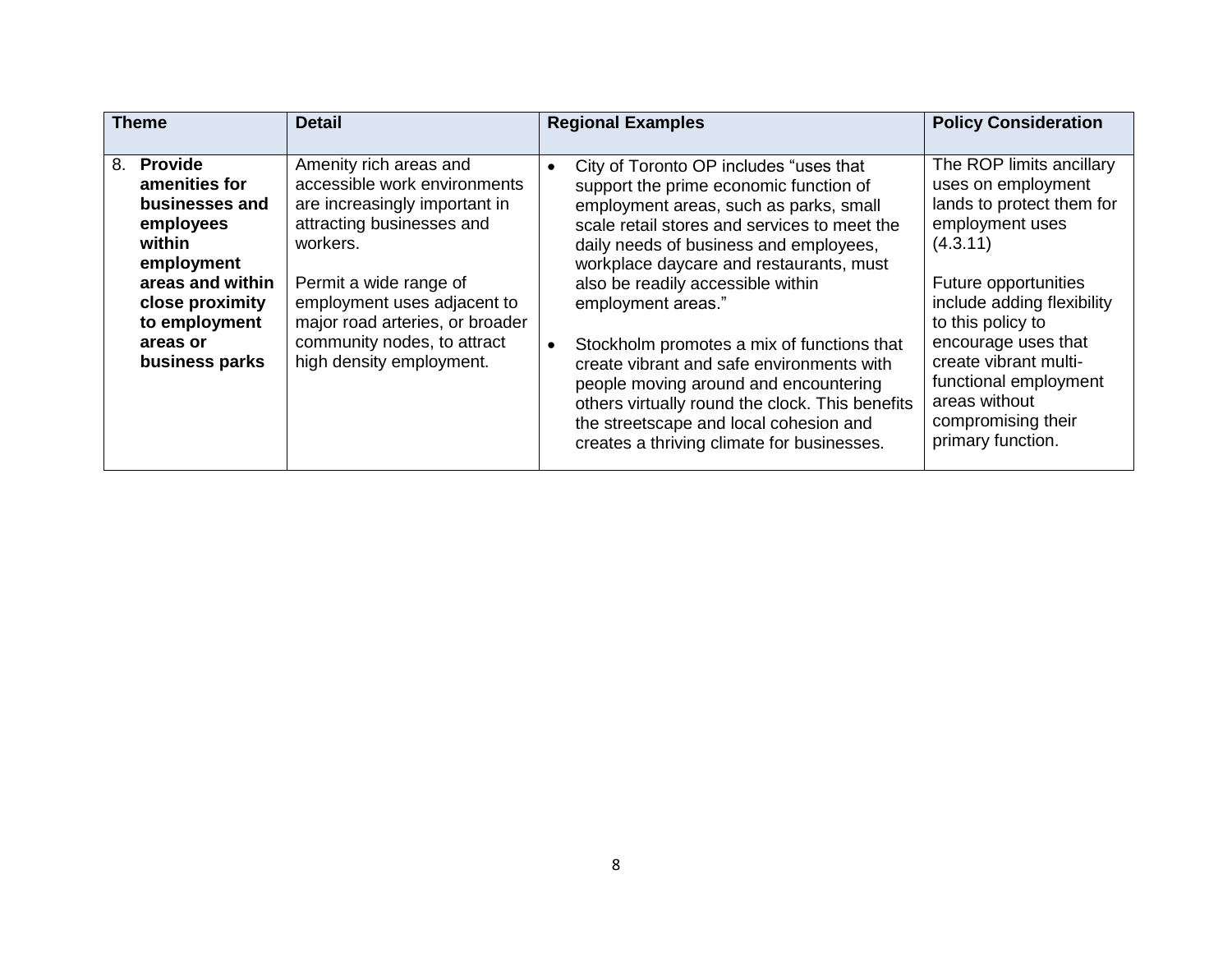| Theme | Detail | Regional Examples | Policy Consideration |
|---|---|---|---|
| 8. **Provide amenities for businesses and employees within employment areas and within close proximity to employment areas or business parks** | Amenity rich areas and accessible work environments are increasingly important in attracting businesses and workers.<br><br>Permit a wide range of employment uses adjacent to major road arteries, or broader community nodes, to attract high density employment. | • City of Toronto OP includes "uses that support the prime economic function of employment areas, such as parks, small scale retail stores and services to meet the daily needs of business and employees, workplace daycare and restaurants, must also be readily accessible within employment areas."<br><br>• Stockholm promotes a mix of functions that create vibrant and safe environments with people moving around and encountering others virtually round the clock. This benefits the streetscape and local cohesion and creates a thriving climate for businesses. | The ROP limits ancillary uses on employment lands to protect them for employment uses (4.3.11)<br><br>Future opportunities include adding flexibility to this policy to encourage uses that create vibrant multi-functional employment areas without compromising their primary function. |